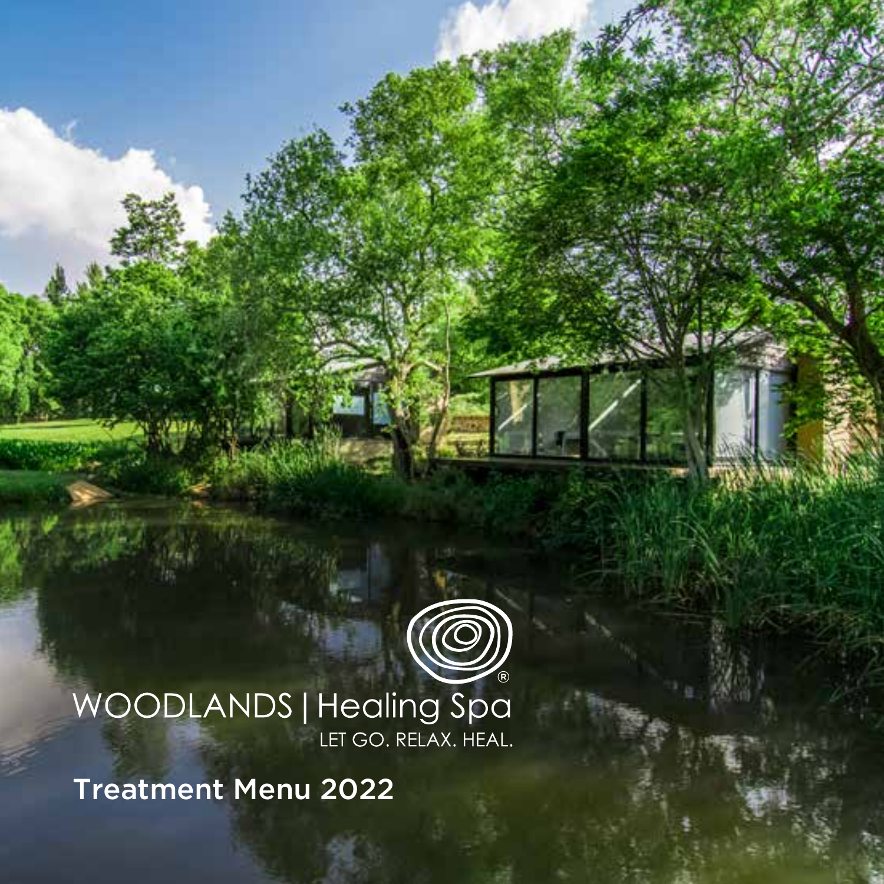WOODLANDS | Healing Spa®

LET GO. RELAX. HEAL.

# Treatment Menu 2022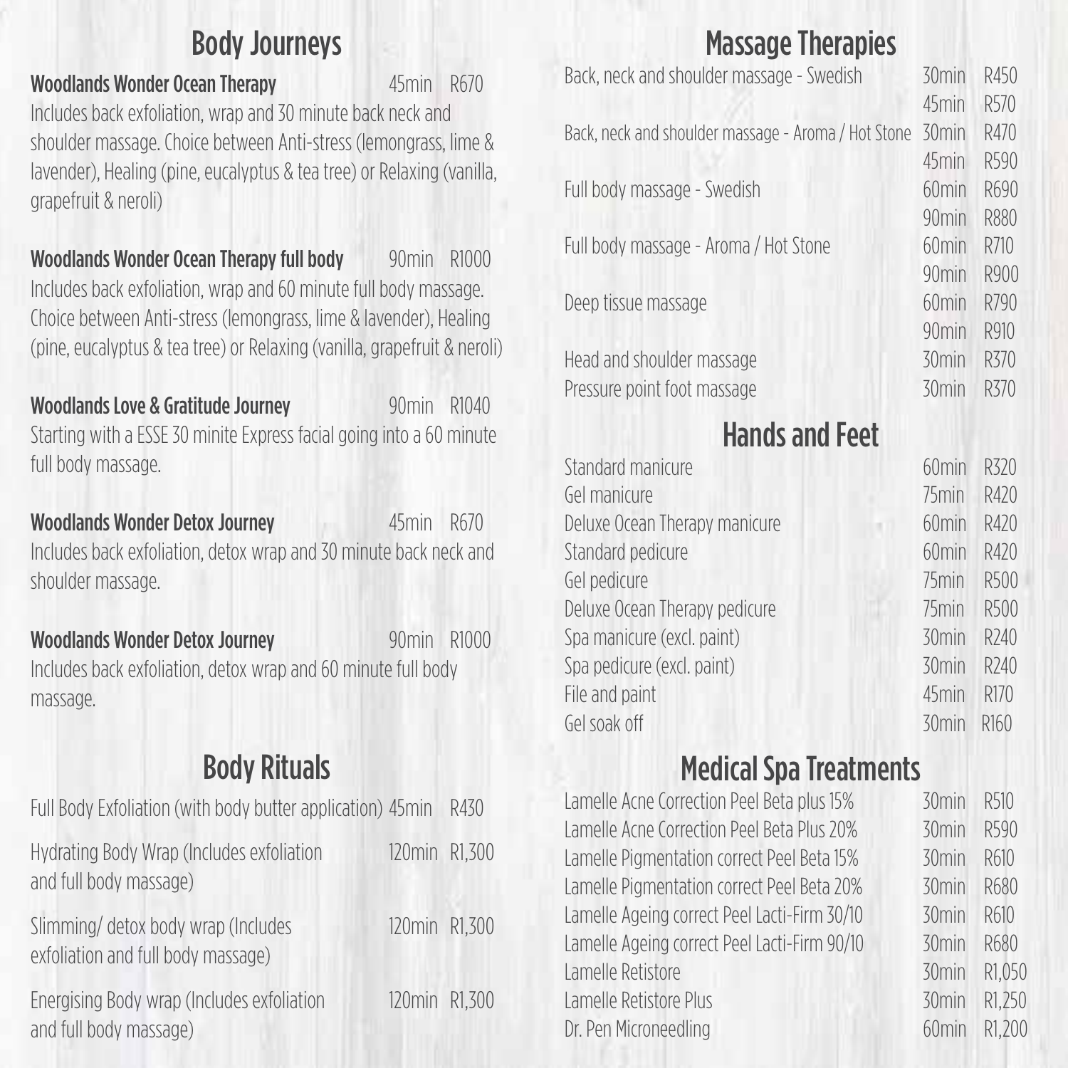## Body Journeys

**Woodlands Wonder Ocean Therapy** 45min R670

Includes back exfoliation, wrap and 30 minute back neck and shoulder massage. Choice between Anti-stress (lemongrass, lime & lavender), Healing (pine, eucalyptus & tea tree) or Relaxing (vanilla, grapefruit & neroli)

**Woodlands Wonder Ocean Therapy full body** 90min R1000

Includes back exfoliation, wrap and 60 minute full body massage. Choice between Anti-stress (lemongrass, lime & lavender), Healing (pine, eucalyptus & tea tree) or Relaxing (vanilla, grapefruit & neroli)

**Woodlands Love & Gratitude Journey** 90min R1040

Starting with a ESSE 30 minite Express facial going into a 60 minute full body massage.

**Woodlands Wonder Detox Journey** 45min R670

Includes back exfoliation, detox wrap and 30 minute back neck and shoulder massage.

**Woodlands Wonder Detox Journey** 90min R1000

Includes back exfoliation, detox wrap and 60 minute full body massage.

## Body Rituals

| Treatment | Duration | Price |
|---|---|---|
| Full Body Exfoliation (with body butter application) | 45min | R430 |
| Hydrating Body Wrap (Includes exfoliation and full body massage) | 120min | R1,300 |
| Slimming/ detox body wrap (Includes exfoliation and full body massage) | 120min | R1,300 |
| Energising Body wrap (Includes exfoliation and full body massage) | 120min | R1,300 |

## Massage Therapies

| Treatment | Duration | Price |
|---|---|---|
| Back, neck and shoulder massage - Swedish | 30min | R450 |
| | 45min | R570 |
| Back, neck and shoulder massage - Aroma / Hot Stone | 30min | R470 |
| | 45min | R590 |
| Full body massage - Swedish | 60min | R690 |
| | 90min | R880 |
| Full body massage - Aroma / Hot Stone | 60min | R710 |
| | 90min | R900 |
| Deep tissue massage | 60min | R790 |
| | 90min | R910 |
| Head and shoulder massage | 30min | R370 |
| Pressure point foot massage | 30min | R370 |

## Hands and Feet

| Treatment | Duration | Price |
|---|---|---|
| Standard manicure | 60min | R320 |
| Gel manicure | 75min | R420 |
| Deluxe Ocean Therapy manicure | 60min | R420 |
| Standard pedicure | 60min | R420 |
| Gel pedicure | 75min | R500 |
| Deluxe Ocean Therapy pedicure | 75min | R500 |
| Spa manicure (excl. paint) | 30min | R240 |
| Spa pedicure (excl. paint) | 30min | R240 |
| File and paint | 45min | R170 |
| Gel soak off | 30min | R160 |

## Medical Spa Treatments

| Treatment | Duration | Price |
|---|---|---|
| Lamelle Acne Correction Peel Beta plus 15% | 30min | R510 |
| Lamelle Acne Correction Peel Beta Plus 20% | 30min | R590 |
| Lamelle Pigmentation correct Peel Beta 15% | 30min | R610 |
| Lamelle Pigmentation correct Peel Beta 20% | 30min | R680 |
| Lamelle Ageing correct Peel Lacti-Firm 30/10 | 30min | R610 |
| Lamelle Ageing correct Peel Lacti-Firm 90/10 | 30min | R680 |
| Lamelle Retistore | 30min | R1,050 |
| Lamelle Retistore Plus | 30min | R1,250 |
| Dr. Pen Microneedling | 60min | R1,200 |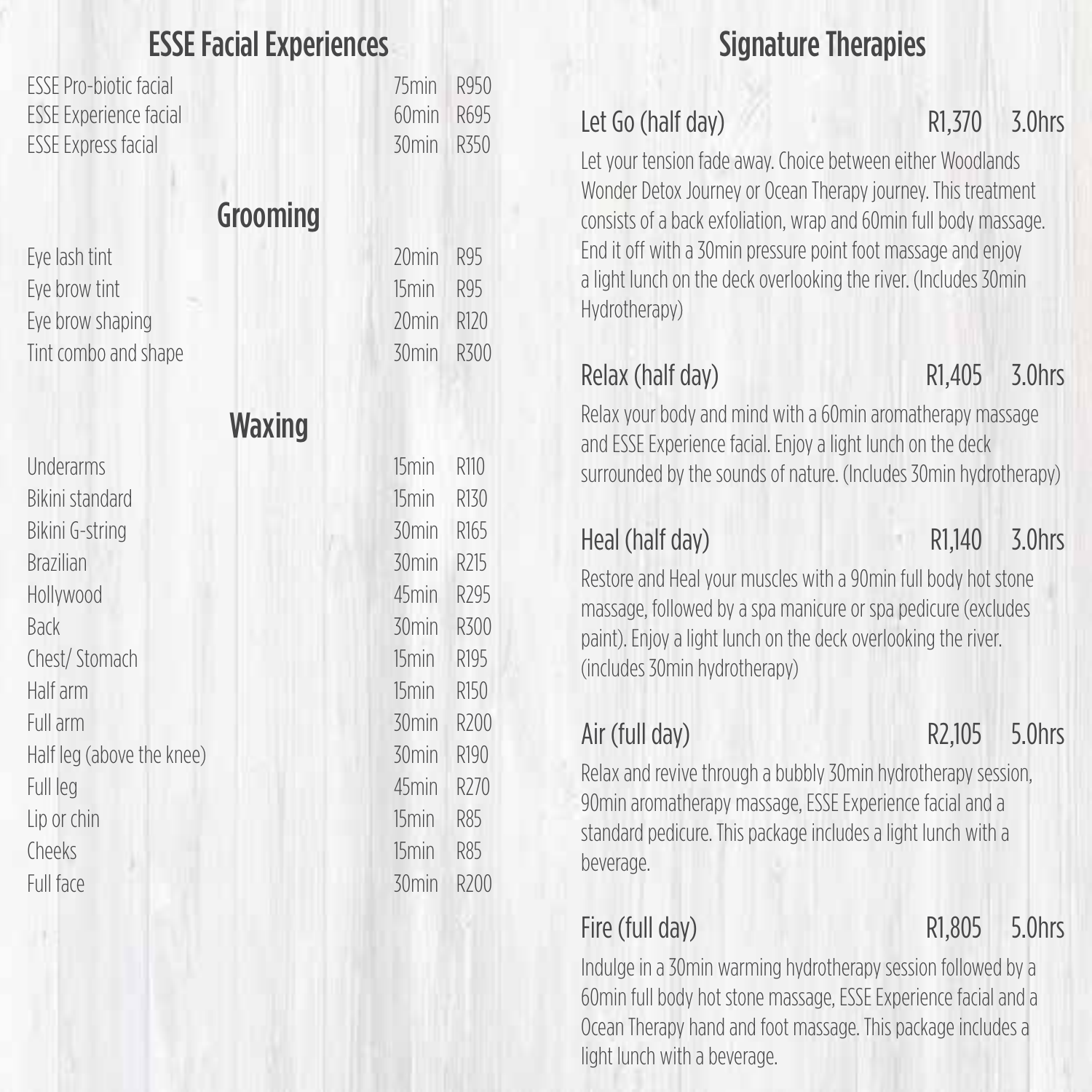## ESSE Facial Experiences

| | | |
|---|---|---|
| ESSE Pro-biotic facial | 75min | R950 |
| ESSE Experience facial | 60min | R695 |
| ESSE Express facial | 30min | R350 |

## Grooming

| | | |
|---|---|---|
| Eye lash tint | 20min | R95 |
| Eye brow tint | 15min | R95 |
| Eye brow shaping | 20min | R120 |
| Tint combo and shape | 30min | R300 |

## Waxing

| | | |
|---|---|---|
| Underarms | 15min | R110 |
| Bikini standard | 15min | R130 |
| Bikini G-string | 30min | R165 |
| Brazilian | 30min | R215 |
| Hollywood | 45min | R295 |
| Back | 30min | R300 |
| Chest/ Stomach | 15min | R195 |
| Half arm | 15min | R150 |
| Full arm | 30min | R200 |
| Half leg (above the knee) | 30min | R190 |
| Full leg | 45min | R270 |
| Lip or chin | 15min | R85 |
| Cheeks | 15min | R85 |
| Full face | 30min | R200 |

## Signature Therapies

### Let Go (half day) — R1,370 — 3.0hrs

Let your tension fade away. Choice between either Woodlands Wonder Detox Journey or Ocean Therapy journey. This treatment consists of a back exfoliation, wrap and 60min full body massage. End it off with a 30min pressure point foot massage and enjoy a light lunch on the deck overlooking the river. (Includes 30min Hydrotherapy)

### Relax (half day) — R1,405 — 3.0hrs

Relax your body and mind with a 60min aromatherapy massage and ESSE Experience facial. Enjoy a light lunch on the deck surrounded by the sounds of nature. (Includes 30min hydrotherapy)

### Heal (half day) — R1,140 — 3.0hrs

Restore and Heal your muscles with a 90min full body hot stone massage, followed by a spa manicure or spa pedicure (excludes paint). Enjoy a light lunch on the deck overlooking the river. (includes 30min hydrotherapy)

### Air (full day) — R2,105 — 5.0hrs

Relax and revive through a bubbly 30min hydrotherapy session, 90min aromatherapy massage, ESSE Experience facial and a standard pedicure. This package includes a light lunch with a beverage.

### Fire (full day) — R1,805 — 5.0hrs

Indulge in a 30min warming hydrotherapy session followed by a 60min full body hot stone massage, ESSE Experience facial and a Ocean Therapy hand and foot massage. This package includes a light lunch with a beverage.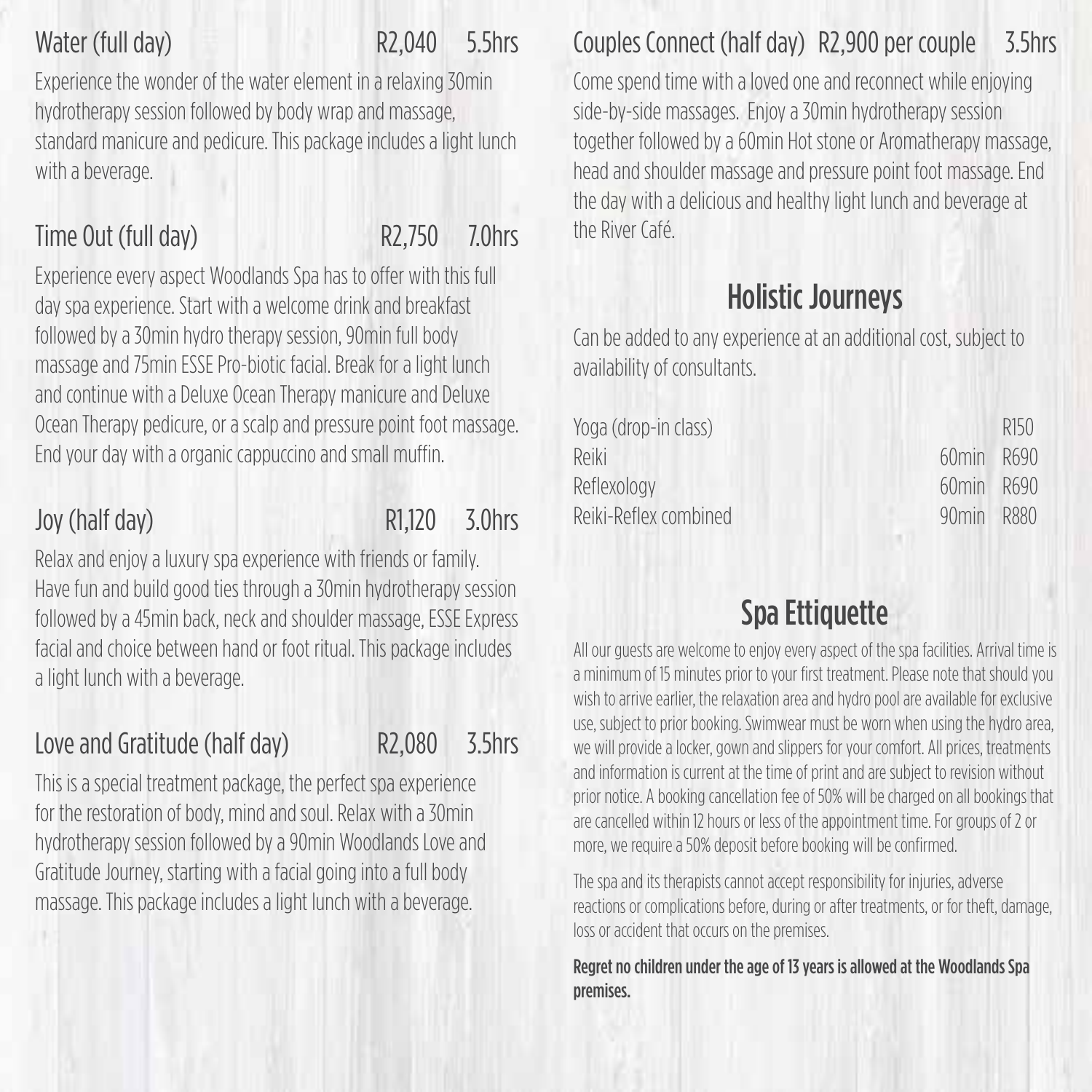### Water (full day) R2,040 5.5hrs

Experience the wonder of the water element in a relaxing 30min hydrotherapy session followed by body wrap and massage, standard manicure and pedicure. This package includes a light lunch with a beverage.

### Time Out (full day) R2,750 7.0hrs

Experience every aspect Woodlands Spa has to offer with this full day spa experience. Start with a welcome drink and breakfast followed by a 30min hydro therapy session, 90min full body massage and 75min ESSE Pro-biotic facial. Break for a light lunch and continue with a Deluxe Ocean Therapy manicure and Deluxe Ocean Therapy pedicure, or a scalp and pressure point foot massage. End your day with a organic cappuccino and small muffin.

### Joy (half day) R1,120 3.0hrs

Relax and enjoy a luxury spa experience with friends or family. Have fun and build good ties through a 30min hydrotherapy session followed by a 45min back, neck and shoulder massage, ESSE Express facial and choice between hand or foot ritual. This package includes a light lunch with a beverage.

### Love and Gratitude (half day) R2,080 3.5hrs

This is a special treatment package, the perfect spa experience for the restoration of body, mind and soul. Relax with a 30min hydrotherapy session followed by a 90min Woodlands Love and Gratitude Journey, starting with a facial going into a full body massage. This package includes a light lunch with a beverage.

### Couples Connect (half day) R2,900 per couple 3.5hrs

Come spend time with a loved one and reconnect while enjoying side-by-side massages. Enjoy a 30min hydrotherapy session together followed by a 60min Hot stone or Aromatherapy massage, head and shoulder massage and pressure point foot massage. End the day with a delicious and healthy light lunch and beverage at the River Café.

## Holistic Journeys

Can be added to any experience at an additional cost, subject to availability of consultants.

| | | |
|---|---|---|
| Yoga (drop-in class) | | R150 |
| Reiki | 60min | R690 |
| Reflexology | 60min | R690 |
| Reiki-Reflex combined | 90min | R880 |

## Spa Ettiquette

All our guests are welcome to enjoy every aspect of the spa facilities. Arrival time is a minimum of 15 minutes prior to your first treatment. Please note that should you wish to arrive earlier, the relaxation area and hydro pool are available for exclusive use, subject to prior booking. Swimwear must be worn when using the hydro area, we will provide a locker, gown and slippers for your comfort. All prices, treatments and information is current at the time of print and are subject to revision without prior notice. A booking cancellation fee of 50% will be charged on all bookings that are cancelled within 12 hours or less of the appointment time. For groups of 2 or more, we require a 50% deposit before booking will be confirmed.

The spa and its therapists cannot accept responsibility for injuries, adverse reactions or complications before, during or after treatments, or for theft, damage, loss or accident that occurs on the premises.

**Regret no children under the age of 13 years is allowed at the Woodlands Spa premises.**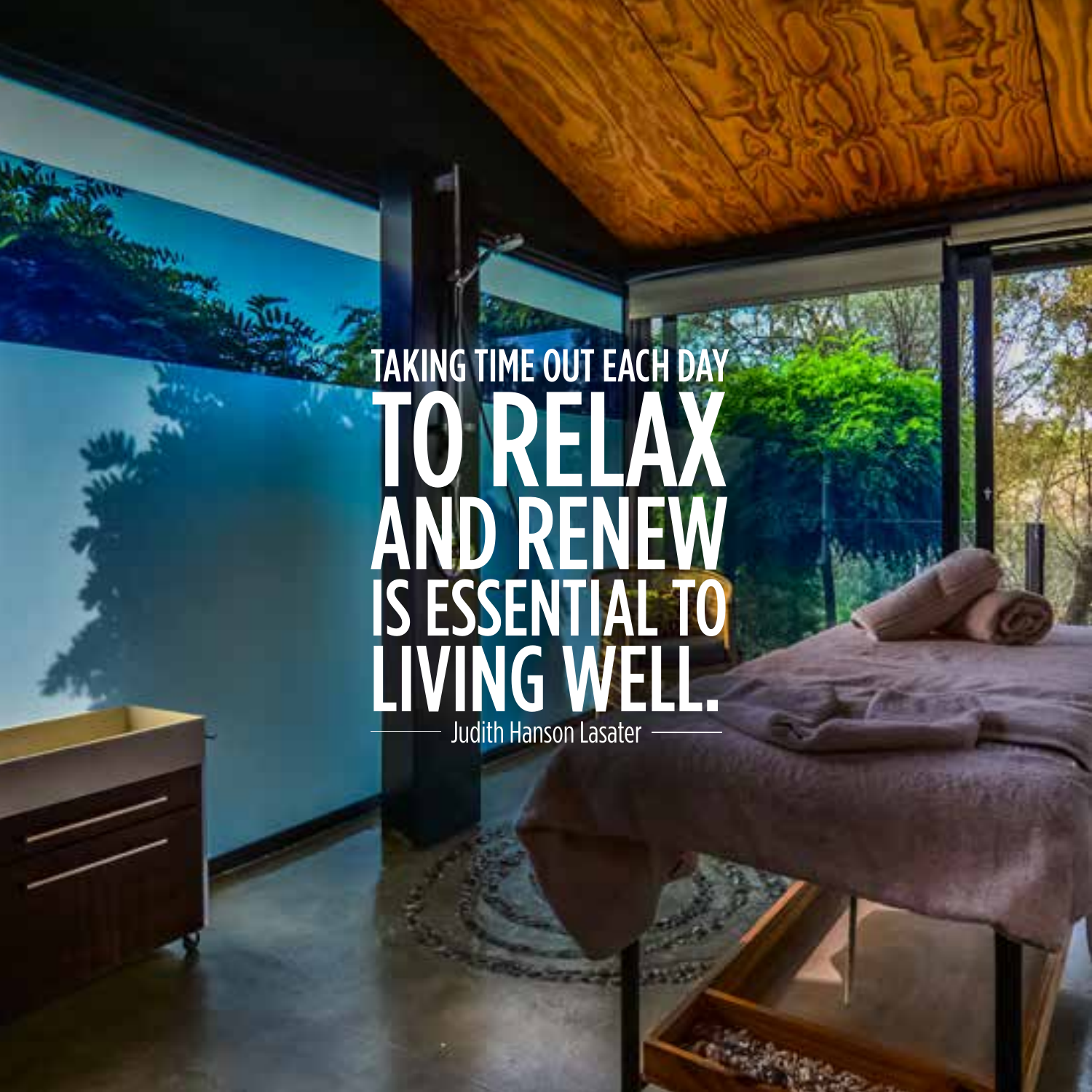TAKING TIME OUT EACH DAY TO RELAX AND RENEW IS ESSENTIAL TO LIVING WELL.

— Judith Hanson Lasater —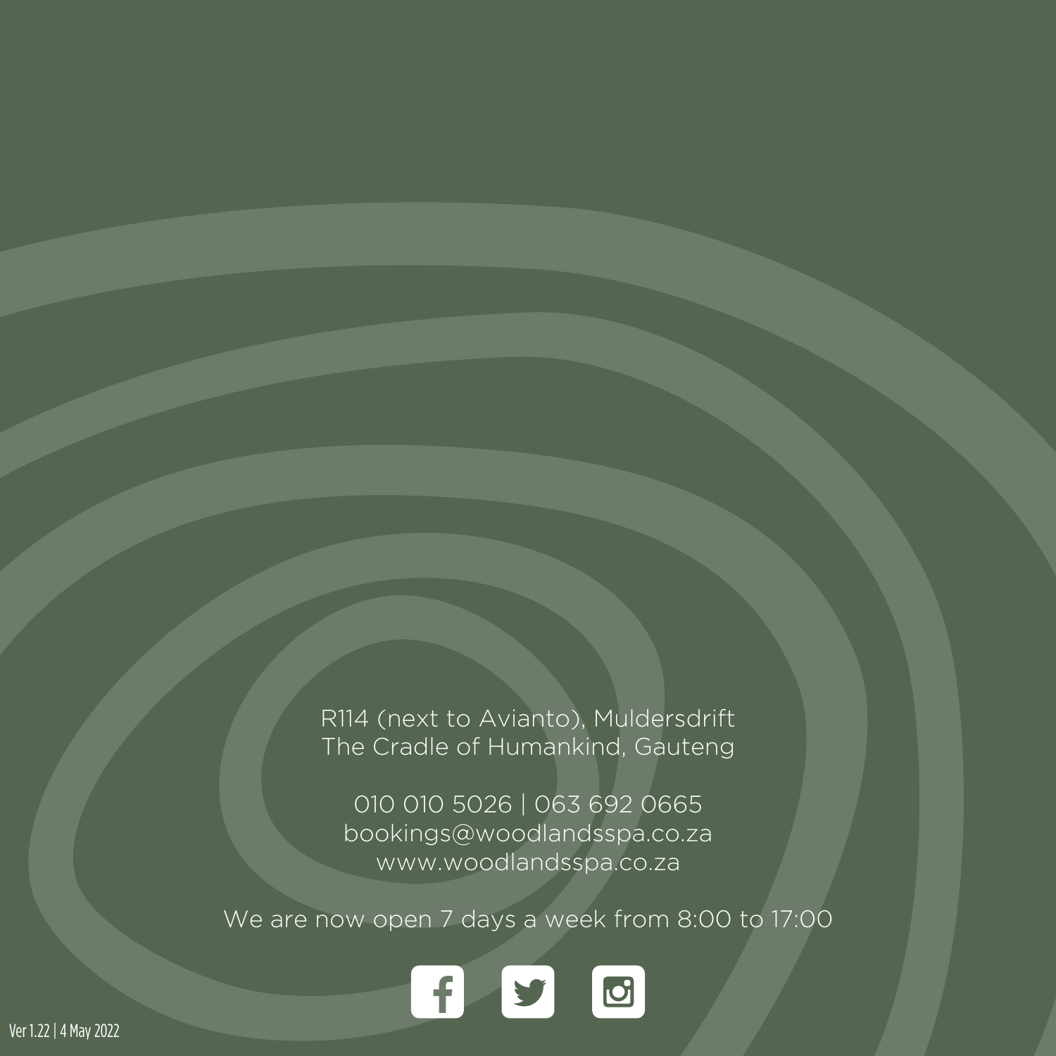R114 (next to Avianto), Muldersdrift
The Cradle of Humankind, Gauteng

010 010 5026 | 063 692 0665
bookings@woodlandsspa.co.za
www.woodlandsspa.co.za

We are now open 7 days a week from 8:00 to 17:00

Ver 1.22 | 4 May 2022